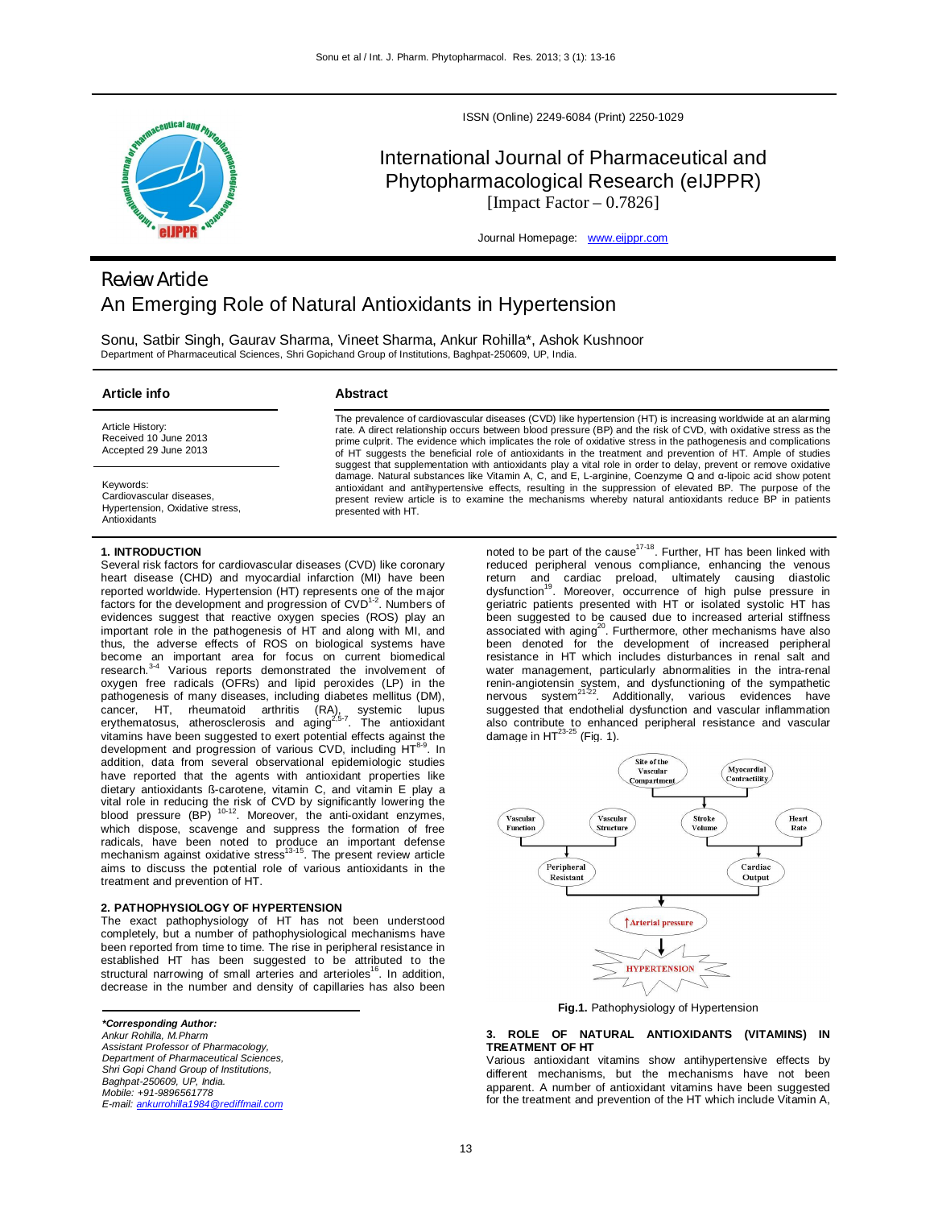ISSN (Online) 2249-6084 (Print) 2250-1029

# International Journal of Pharmaceutical and Phytopharmacological Research (eIJPPR)

[Impact Factor – 0.7826]

Journal Homepage: www.eijppr.com

Review Article

# An Emerging Role of Natural Antioxidants in Hypertension

Sonu, Satbir Singh, Gaurav Sharma, Vineet Sharma, Ankur Rohilla*, Ashok Kushnoor

Department of Pharmaceutical Sciences, Shri Gopichand Group of Institutions, Baghpat-250609, UP, India.

**Article info**

Article History:
Received 10 June 2013
Accepted 29 June 2013

Keywords:
Cardiovascular diseases, Hypertension, Oxidative stress, Antioxidants

**Abstract**

The prevalence of cardiovascular diseases (CVD) like hypertension (HT) is increasing worldwide at an alarming rate. A direct relationship occurs between blood pressure (BP) and the risk of CVD, with oxidative stress as the prime culprit. The evidence which implicates the role of oxidative stress in the pathogenesis and complications of HT suggests the beneficial role of antioxidants in the treatment and prevention of HT. Ample of studies suggest that supplementation with antioxidants play a vital role in order to delay, prevent or remove oxidative damage. Natural substances like Vitamin A, C, and E, L-arginine, Coenzyme Q and α-lipoic acid show potent antioxidant and antihypertensive effects, resulting in the suppression of elevated BP. The purpose of the present review article is to examine the mechanisms whereby natural antioxidants reduce BP in patients presented with HT.

## 1. INTRODUCTION

Several risk factors for cardiovascular diseases (CVD) like coronary heart disease (CHD) and myocardial infarction (MI) have been reported worldwide. Hypertension (HT) represents one of the major factors for the development and progression of CVD[1-2]. Numbers of evidences suggest that reactive oxygen species (ROS) play an important role in the pathogenesis of HT and along with MI, and thus, the adverse effects of ROS on biological systems have become an important area for focus on current biomedical research.[3-4] Various reports demonstrated the involvement of oxygen free radicals (OFRs) and lipid peroxides (LP) in the pathogenesis of many diseases, including diabetes mellitus (DM), cancer, HT, rheumatoid arthritis (RA), systemic lupus erythematosus, atherosclerosis and aging[2,5-7]. The antioxidant vitamins have been suggested to exert potential effects against the development and progression of various CVD, including HT[8-9]. In addition, data from several observational epidemiologic studies have reported that the agents with antioxidant properties like dietary antioxidants ß-carotene, vitamin C, and vitamin E play a vital role in reducing the risk of CVD by significantly lowering the blood pressure (BP) [10-12]. Moreover, the anti-oxidant enzymes, which dispose, scavenge and suppress the formation of free radicals, have been noted to produce an important defense mechanism against oxidative stress[13-15]. The present review article aims to discuss the potential role of various antioxidants in the treatment and prevention of HT.

## 2. PATHOPHYSIOLOGY OF HYPERTENSION

The exact pathophysiology of HT has not been understood completely, but a number of pathophysiological mechanisms have been reported from time to time. The rise in peripheral resistance in established HT has been suggested to be attributed to the structural narrowing of small arteries and arterioles[16]. In addition, decrease in the number and density of capillaries has also been noted to be part of the cause[17-18]. Further, HT has been linked with reduced peripheral venous compliance, enhancing the venous return and cardiac preload, ultimately causing diastolic dysfunction[19]. Moreover, occurrence of high pulse pressure in geriatric patients presented with HT or isolated systolic HT has been suggested to be caused due to increased arterial stiffness associated with aging[20]. Furthermore, other mechanisms have also been denoted for the development of increased peripheral resistance in HT which includes disturbances in renal salt and water management, particularly abnormalities in the intra-renal renin-angiotensin system, and dysfunctioning of the sympathetic nervous system[21-22]. Additionally, various evidences have suggested that endothelial dysfunction and vascular inflammation also contribute to enhanced peripheral resistance and vascular damage in HT[23-25] (Fig. 1).

Site of the Vascular Compartment · Myocardial Contractility · Vascular Function · Vascular Structure · Stroke Volume · Heart Rate · Peripheral Resistant · Cardiac Output · ↑Arterial pressure · HYPERTENSION

**Fig.1.** Pathophysiology of Hypertension

## 3. ROLE OF NATURAL ANTIOXIDANTS (VITAMINS) IN TREATMENT OF HT

Various antioxidant vitamins show antihypertensive effects by different mechanisms, but the mechanisms have not been apparent. A number of antioxidant vitamins have been suggested for the treatment and prevention of the HT which include Vitamin A,

***Corresponding Author:***
*Ankur Rohilla, M.Pharm*
*Assistant Professor of Pharmacology,*
*Department of Pharmaceutical Sciences,*
*Shri Gopi Chand Group of Institutions,*
*Baghpat-250609, UP, India.*
*Mobile: +91-9896561778*
*E-mail: ankurrohilla1984@rediffmail.com*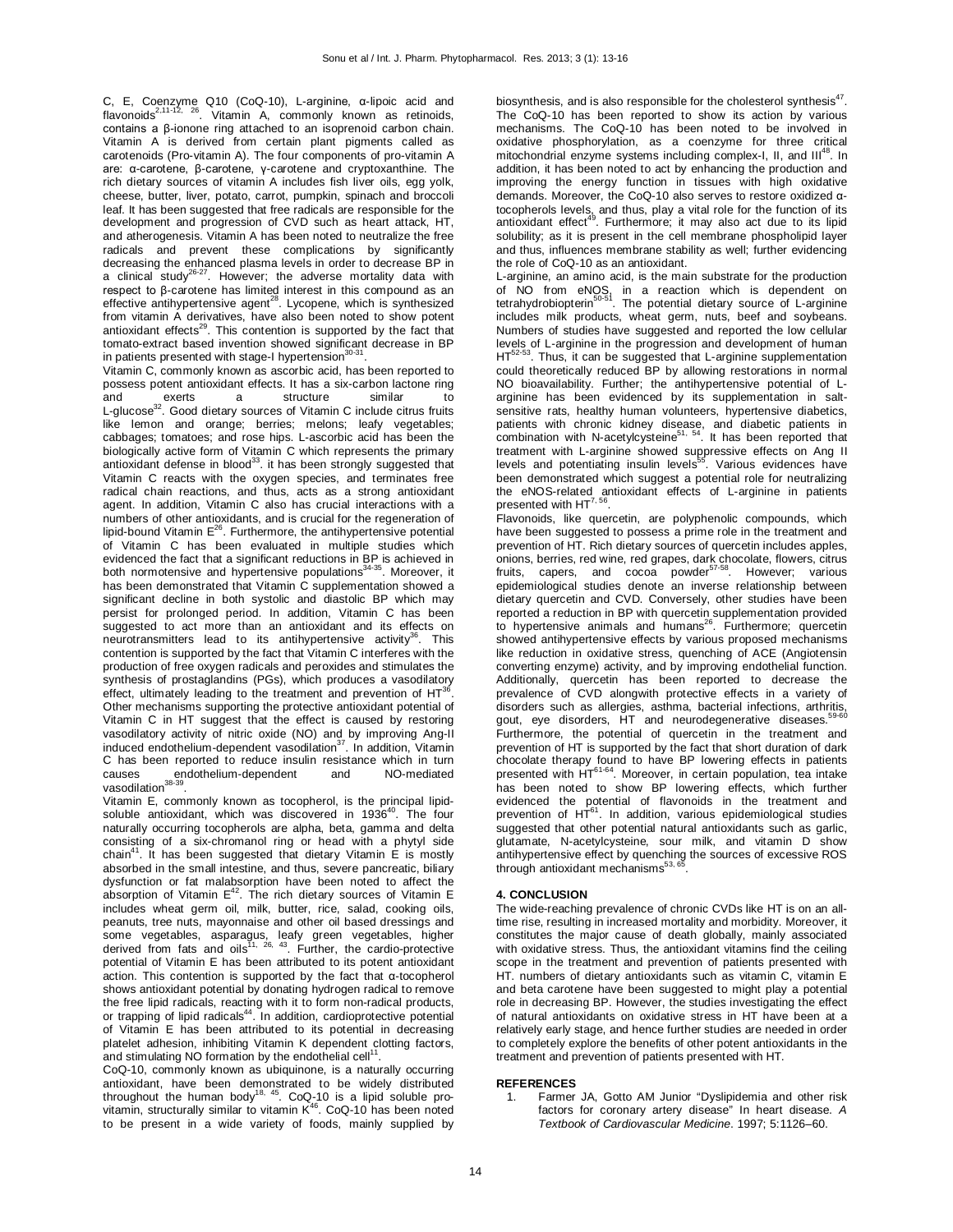C, E, Coenzyme Q10 (CoQ-10), L-arginine, α-lipoic acid and flavonoids[2,11-12, 26]. Vitamin A, commonly known as retinoids, contains a β-ionone ring attached to an isoprenoid carbon chain. Vitamin A is derived from certain plant pigments called as carotenoids (Pro-vitamin A). The four components of pro-vitamin A are: α-carotene, β-carotene, γ-carotene and cryptoxanthine. The rich dietary sources of vitamin A includes fish liver oils, egg yolk, cheese, butter, liver, potato, carrot, pumpkin, spinach and broccoli leaf. It has been suggested that free radicals are responsible for the development and progression of CVD such as heart attack, HT, and atherogenesis. Vitamin A has been noted to neutralize the free radicals and prevent these complications by significantly decreasing the enhanced plasma levels in order to decrease BP in a clinical study[26-27]. However; the adverse mortality data with respect to β-carotene has limited interest in this compound as an effective antihypertensive agent[28]. Lycopene, which is synthesized from vitamin A derivatives, have also been noted to show potent antioxidant effects[29]. This contention is supported by the fact that tomato-extract based invention showed significant decrease in BP in patients presented with stage-I hypertension[30-31].

Vitamin C, commonly known as ascorbic acid, has been reported to possess potent antioxidant effects. It has a six-carbon lactone ring and exerts a structure similar to L-glucose[32]. Good dietary sources of Vitamin C include citrus fruits like lemon and orange; berries; melons; leafy vegetables; cabbages; tomatoes; and rose hips. L-ascorbic acid has been the biologically active form of Vitamin C which represents the primary antioxidant defense in blood[33]. it has been strongly suggested that Vitamin C reacts with the oxygen species, and terminates free radical chain reactions, and thus, acts as a strong antioxidant agent. In addition, Vitamin C also has crucial interactions with a numbers of other antioxidants, and is crucial for the regeneration of lipid-bound Vitamin E[26]. Furthermore, the antihypertensive potential of Vitamin C has been evaluated in multiple studies which evidenced the fact that a significant reductions in BP is achieved in both normotensive and hypertensive populations[34-35]. Moreover, it has been demonstrated that Vitamin C supplementation showed a significant decline in both systolic and diastolic BP which may persist for prolonged period. In addition, Vitamin C has been suggested to act more than an antioxidant and its effects on neurotransmitters lead to its antihypertensive activity[36]. This contention is supported by the fact that Vitamin C interferes with the production of free oxygen radicals and peroxides and stimulates the synthesis of prostaglandins (PGs), which produces a vasodilatory effect, ultimately leading to the treatment and prevention of HT[36]. Other mechanisms supporting the protective antioxidant potential of Vitamin C in HT suggest that the effect is caused by restoring vasodilatory activity of nitric oxide (NO) and by improving Ang-II induced endothelium-dependent vasodilation[37]. In addition, Vitamin C has been reported to reduce insulin resistance which in turn causes endothelium-dependent and NO-mediated vasodilation[38-39].

Vitamin E, commonly known as tocopherol, is the principal lipid-soluble antioxidant, which was discovered in 1936[40]. The four naturally occurring tocopherols are alpha, beta, gamma and delta consisting of a six-chromanol ring or head with a phytyl side chain[41]. It has been suggested that dietary Vitamin E is mostly absorbed in the small intestine, and thus, severe pancreatic, biliary dysfunction or fat malabsorption have been noted to affect the absorption of Vitamin E[42]. The rich dietary sources of Vitamin E includes wheat germ oil, milk, butter, rice, salad, cooking oils, peanuts, tree nuts, mayonnaise and other oil based dressings and some vegetables, asparagus, leafy green vegetables, higher derived from fats and oils[11, 26, 43]. Further, the cardio-protective potential of Vitamin E has been attributed to its potent antioxidant action. This contention is supported by the fact that α-tocopherol shows antioxidant potential by donating hydrogen radical to remove the free lipid radicals, reacting with it to form non-radical products, or trapping of lipid radicals[44]. In addition, cardioprotective potential of Vitamin E has been attributed to its potential in decreasing platelet adhesion, inhibiting Vitamin K dependent clotting factors, and stimulating NO formation by the endothelial cell[11].

CoQ-10, commonly known as ubiquinone, is a naturally occurring antioxidant, have been demonstrated to be widely distributed throughout the human body[18, 45]. CoQ-10 is a lipid soluble pro-vitamin, structurally similar to vitamin K[46]. CoQ-10 has been noted to be present in a wide variety of foods, mainly supplied by biosynthesis, and is also responsible for the cholesterol synthesis[47]. The CoQ-10 has been reported to show its action by various mechanisms. The CoQ-10 has been noted to be involved in oxidative phosphorylation, as a coenzyme for three critical mitochondrial enzyme systems including complex-I, II, and III[48]. In addition, it has been noted to act by enhancing the production and improving the energy function in tissues with high oxidative demands. Moreover, the CoQ-10 also serves to restore oxidized α-tocopherols levels, and thus, play a vital role for the function of its antioxidant effect[49]. Furthermore; it may also act due to its lipid solubility; as it is present in the cell membrane phospholipid layer and thus, influences membrane stability as well; further evidencing the role of CoQ-10 as an antioxidant.

L-arginine, an amino acid, is the main substrate for the production of NO from eNOS, in a reaction which is dependent on tetrahydrobiopterin[50-51]. The potential dietary source of L-arginine includes milk products, wheat germ, nuts, beef and soybeans. Numbers of studies have suggested and reported the low cellular levels of L-arginine in the progression and development of human HT[52-53]. Thus, it can be suggested that L-arginine supplementation could theoretically reduced BP by allowing restorations in normal NO bioavailability. Further; the antihypertensive potential of L-arginine has been evidenced by its supplementation in salt-sensitive rats, healthy human volunteers, hypertensive diabetics, patients with chronic kidney disease, and diabetic patients in combination with N-acetylcysteine[51, 54]. It has been reported that treatment with L-arginine showed suppressive effects on Ang II levels and potentiating insulin levels[55]. Various evidences have been demonstrated which suggest a potential role for neutralizing the eNOS-related antioxidant effects of L-arginine in patients presented with HT[7, 56].

Flavonoids, like quercetin, are polyphenolic compounds, which have been suggested to possess a prime role in the treatment and prevention of HT. Rich dietary sources of quercetin includes apples, onions, berries, red wine, red grapes, dark chocolate, flowers, citrus fruits, capers, and cocoa powder[57-58]. However; various epidemiological studies denote an inverse relationship between dietary quercetin and CVD. Conversely, other studies have been reported a reduction in BP with quercetin supplementation provided to hypertensive animals and humans[26]. Furthermore; quercetin showed antihypertensive effects by various proposed mechanisms like reduction in oxidative stress, quenching of ACE (Angiotensin converting enzyme) activity, and by improving endothelial function. Additionally, quercetin has been reported to decrease the prevalence of CVD alongwith protective effects in a variety of disorders such as allergies, asthma, bacterial infections, arthritis, gout, eye disorders, HT and neurodegenerative diseases.[59-60] Furthermore, the potential of quercetin in the treatment and prevention of HT is supported by the fact that short duration of dark chocolate therapy found to have BP lowering effects in patients presented with HT[61-64]. Moreover, in certain population, tea intake has been noted to show BP lowering effects, which further evidenced the potential of flavonoids in the treatment and prevention of HT[61]. In addition, various epidemiological studies suggested that other potential natural antioxidants such as garlic, glutamate, N-acetylcysteine, sour milk, and vitamin D show antihypertensive effect by quenching the sources of excessive ROS through antioxidant mechanisms[53, 65].

## 4. CONCLUSION

The wide-reaching prevalence of chronic CVDs like HT is on an all-time rise, resulting in increased mortality and morbidity. Moreover, it constitutes the major cause of death globally, mainly associated with oxidative stress. Thus, the antioxidant vitamins find the ceiling scope in the treatment and prevention of patients presented with HT. numbers of dietary antioxidants such as vitamin C, vitamin E and beta carotene have been suggested to might play a potential role in decreasing BP. However, the studies investigating the effect of natural antioxidants on oxidative stress in HT have been at a relatively early stage, and hence further studies are needed in order to completely explore the benefits of other potent antioxidants in the treatment and prevention of patients presented with HT.

## REFERENCES

1. Farmer JA, Gotto AM Junior "Dyslipidemia and other risk factors for coronary artery disease" In heart disease. *A Textbook of Cardiovascular Medicine*. 1997; 5:1126–60.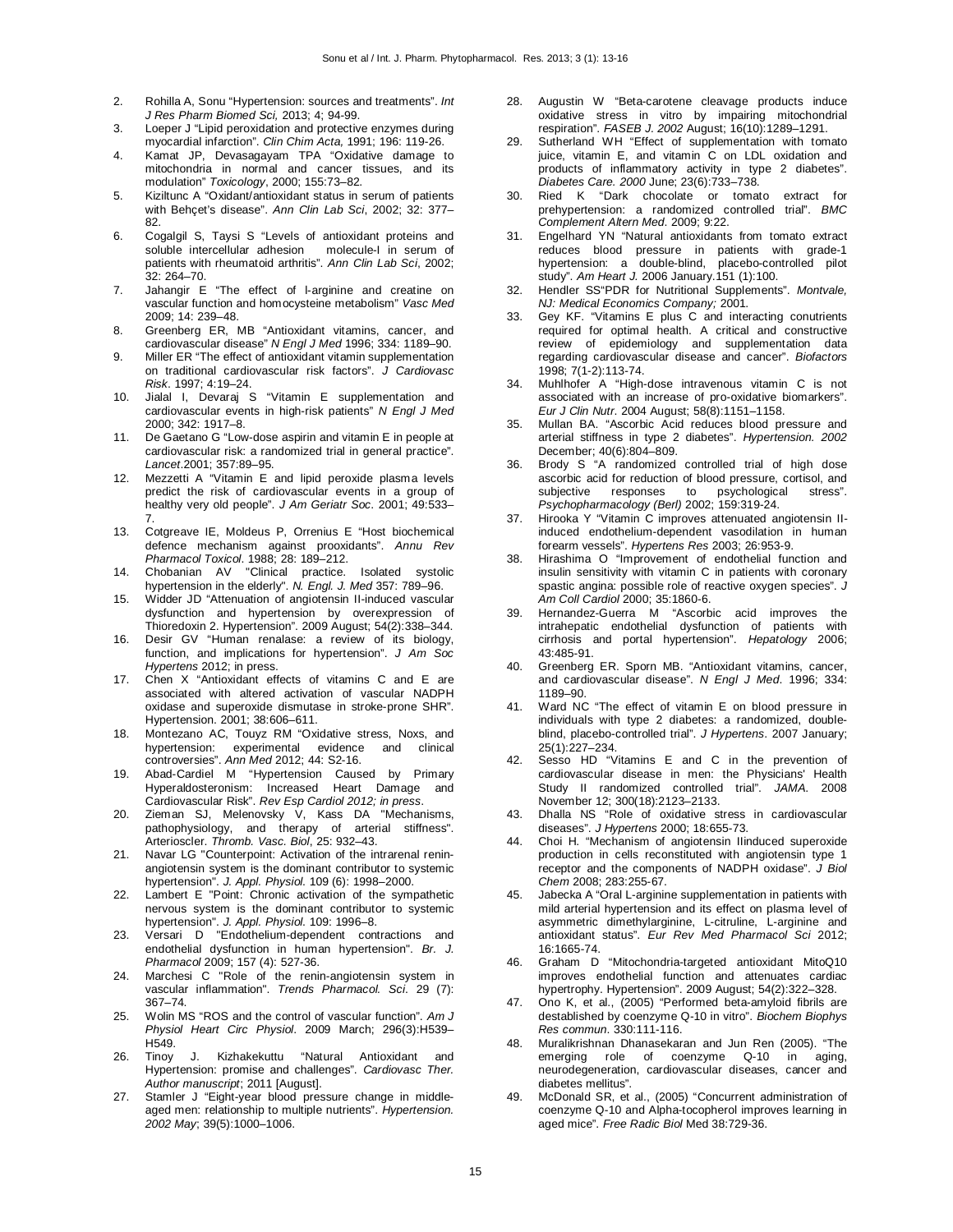2. Rohilla A, Sonu "Hypertension: sources and treatments". *Int J Res Pharm Biomed Sci,* 2013; 4; 94-99.
3. Loeper J "Lipid peroxidation and protective enzymes during myocardial infarction". *Clin Chim Acta,* 1991; 196: 119-26.
4. Kamat JP, Devasagayam TPA "Oxidative damage to mitochondria in normal and cancer tissues, and its modulation" *Toxicology*, 2000; 155:73–82.
5. Kiziltunc A "Oxidant/antioxidant status in serum of patients with Behçet's disease". *Ann Clin Lab Sci*, 2002; 32: 377–82.
6. Cogalgil S, Taysi S "Levels of antioxidant proteins and soluble intercellular adhesion molecule-I in serum of patients with rheumatoid arthritis". *Ann Clin Lab Sci*, 2002; 32: 264–70.
7. Jahangir E "The effect of l-arginine and creatine on vascular function and homocysteine metabolism" *Vasc Med* 2009; 14: 239–48.
8. Greenberg ER, MB "Antioxidant vitamins, cancer, and cardiovascular disease" *N Engl J Med* 1996; 334: 1189–90.
9. Miller ER "The effect of antioxidant vitamin supplementation on traditional cardiovascular risk factors". *J Cardiovasc Risk*. 1997; 4:19–24.
10. Jialal I, Devaraj S "Vitamin E supplementation and cardiovascular events in high-risk patients" *N Engl J Med* 2000; 342: 1917–8.
11. De Gaetano G "Low-dose aspirin and vitamin E in people at cardiovascular risk: a randomized trial in general practice". *Lancet*.2001; 357:89–95.
12. Mezzetti A "Vitamin E and lipid peroxide plasma levels predict the risk of cardiovascular events in a group of healthy very old people". *J Am Geriatr Soc*. 2001; 49:533–7.
13. Cotgreave IE, Moldeus P, Orrenius E "Host biochemical defence mechanism against prooxidants". *Annu Rev Pharmacol Toxicol*. 1988; 28: 189–212.
14. Chobanian AV "Clinical practice. Isolated systolic hypertension in the elderly". *N. Engl. J. Med* 357: 789–96.
15. Widder JD "Attenuation of angiotensin II-induced vascular dysfunction and hypertension by overexpression of Thioredoxin 2. Hypertension". 2009 August; 54(2):338–344.
16. Desir GV "Human renalase: a review of its biology, function, and implications for hypertension". *J Am Soc Hypertens* 2012; in press.
17. Chen X "Antioxidant effects of vitamins C and E are associated with altered activation of vascular NADPH oxidase and superoxide dismutase in stroke-prone SHR". Hypertension. 2001; 38:606–611.
18. Montezano AC, Touyz RM "Oxidative stress, Noxs, and hypertension: experimental evidence and clinical controversies". *Ann Med* 2012; 44: S2-16.
19. Abad-Cardiel M "Hypertension Caused by Primary Hyperaldosteronism: Increased Heart Damage and Cardiovascular Risk". *Rev Esp Cardiol 2012; in press*.
20. Zieman SJ, Melenovsky V, Kass DA "Mechanisms, pathophysiology, and therapy of arterial stiffness". Arterioscler. *Thromb. Vasc. Biol*, 25: 932–43.
21. Navar LG "Counterpoint: Activation of the intrarenal renin-angiotensin system is the dominant contributor to systemic hypertension". *J. Appl. Physiol.* 109 (6): 1998–2000.
22. Lambert E "Point: Chronic activation of the sympathetic nervous system is the dominant contributor to systemic hypertension". *J. Appl. Physiol.* 109: 1996–8.
23. Versari D "Endothelium-dependent contractions and endothelial dysfunction in human hypertension". *Br. J. Pharmacol* 2009; 157 (4): 527-36.
24. Marchesi C "Role of the renin-angiotensin system in vascular inflammation". *Trends Pharmacol. Sci*. 29 (7): 367–74.
25. Wolin MS "ROS and the control of vascular function". *Am J Physiol Heart Circ Physiol*. 2009 March; 296(3):H539–H549.
26. Tinoy J. Kizhakekuttu "Natural Antioxidant and Hypertension: promise and challenges". *Cardiovasc Ther. Author manuscript*; 2011 [August].
27. Stamler J "Eight-year blood pressure change in middle-aged men: relationship to multiple nutrients". *Hypertension. 2002 May*; 39(5):1000–1006.
28. Augustin W "Beta-carotene cleavage products induce oxidative stress in vitro by impairing mitochondrial respiration". *FASEB J. 2002* August; 16(10):1289–1291.
29. Sutherland WH "Effect of supplementation with tomato juice, vitamin E, and vitamin C on LDL oxidation and products of inflammatory activity in type 2 diabetes". *Diabetes Care. 2000* June; 23(6):733–738.
30. Ried K "Dark chocolate or tomato extract for prehypertension: a randomized controlled trial". *BMC Complement Altern Med*. 2009; 9:22.
31. Engelhard YN "Natural antioxidants from tomato extract reduces blood pressure in patients with grade-1 hypertension: a double-blind, placebo-controlled pilot study". *Am Heart J.* 2006 January.151 (1):100.
32. Hendler SS"PDR for Nutritional Supplements". *Montvale, NJ: Medical Economics Company;* 2001.
33. Gey KF. "Vitamins E plus C and interacting conutrients required for optimal health. A critical and constructive review of epidemiology and supplementation data regarding cardiovascular disease and cancer". *Biofactors* 1998; 7(1-2):113-74.
34. Muhlhofer A "High-dose intravenous vitamin C is not associated with an increase of pro-oxidative biomarkers". *Eur J Clin Nutr*. 2004 August; 58(8):1151–1158.
35. Mullan BA. "Ascorbic Acid reduces blood pressure and arterial stiffness in type 2 diabetes". *Hypertension. 2002* December; 40(6):804–809.
36. Brody S "A randomized controlled trial of high dose ascorbic acid for reduction of blood pressure, cortisol, and subjective responses to psychological stress". *Psychopharmacology (Berl)* 2002; 159:319-24.
37. Hirooka Y "Vitamin C improves attenuated angiotensin II-induced endothelium-dependent vasodilation in human forearm vessels". *Hypertens Res* 2003; 26:953-9.
38. Hirashima O "Improvement of endothelial function and insulin sensitivity with vitamin C in patients with coronary spastic angina: possible role of reactive oxygen species". *J Am Coll Cardiol* 2000; 35:1860-6.
39. Hernandez-Guerra M "Ascorbic acid improves the intrahepatic endothelial dysfunction of patients with cirrhosis and portal hypertension". *Hepatology* 2006; 43:485-91.
40. Greenberg ER. Sporn MB. "Antioxidant vitamins, cancer, and cardiovascular disease". *N Engl J Med*. 1996; 334: 1189–90.
41. Ward NC "The effect of vitamin E on blood pressure in individuals with type 2 diabetes: a randomized, double-blind, placebo-controlled trial". *J Hypertens*. 2007 January; 25(1):227–234.
42. Sesso HD "Vitamins E and C in the prevention of cardiovascular disease in men: the Physicians' Health Study II randomized controlled trial". *JAMA*. 2008 November 12; 300(18):2123–2133.
43. Dhalla NS "Role of oxidative stress in cardiovascular diseases". *J Hypertens* 2000; 18:655-73.
44. Choi H. "Mechanism of angiotensin IIinduced superoxide production in cells reconstituted with angiotensin type 1 receptor and the components of NADPH oxidase". *J Biol Chem* 2008; 283:255-67.
45. Jabecka A "Oral L-arginine supplementation in patients with mild arterial hypertension and its effect on plasma level of asymmetric dimethylarginine, L-citruline, L-arginine and antioxidant status". *Eur Rev Med Pharmacol Sci* 2012; 16:1665-74.
46. Graham D "Mitochondria-targeted antioxidant MitoQ10 improves endothelial function and attenuates cardiac hypertrophy. Hypertension". 2009 August; 54(2):322–328.
47. Ono K, et al., (2005) "Performed beta-amyloid fibrils are destablished by coenzyme Q-10 in vitro". *Biochem Biophys Res commun*. 330:111-116.
48. Muralikrishnan Dhanasekaran and Jun Ren (2005). "The emerging role of coenzyme Q-10 in aging, neurodegeneration, cardiovascular diseases, cancer and diabetes mellitus".
49. McDonald SR, et al., (2005) "Concurrent administration of coenzyme Q-10 and Alpha-tocopherol improves learning in aged mice". *Free Radic Biol* Med 38:729-36.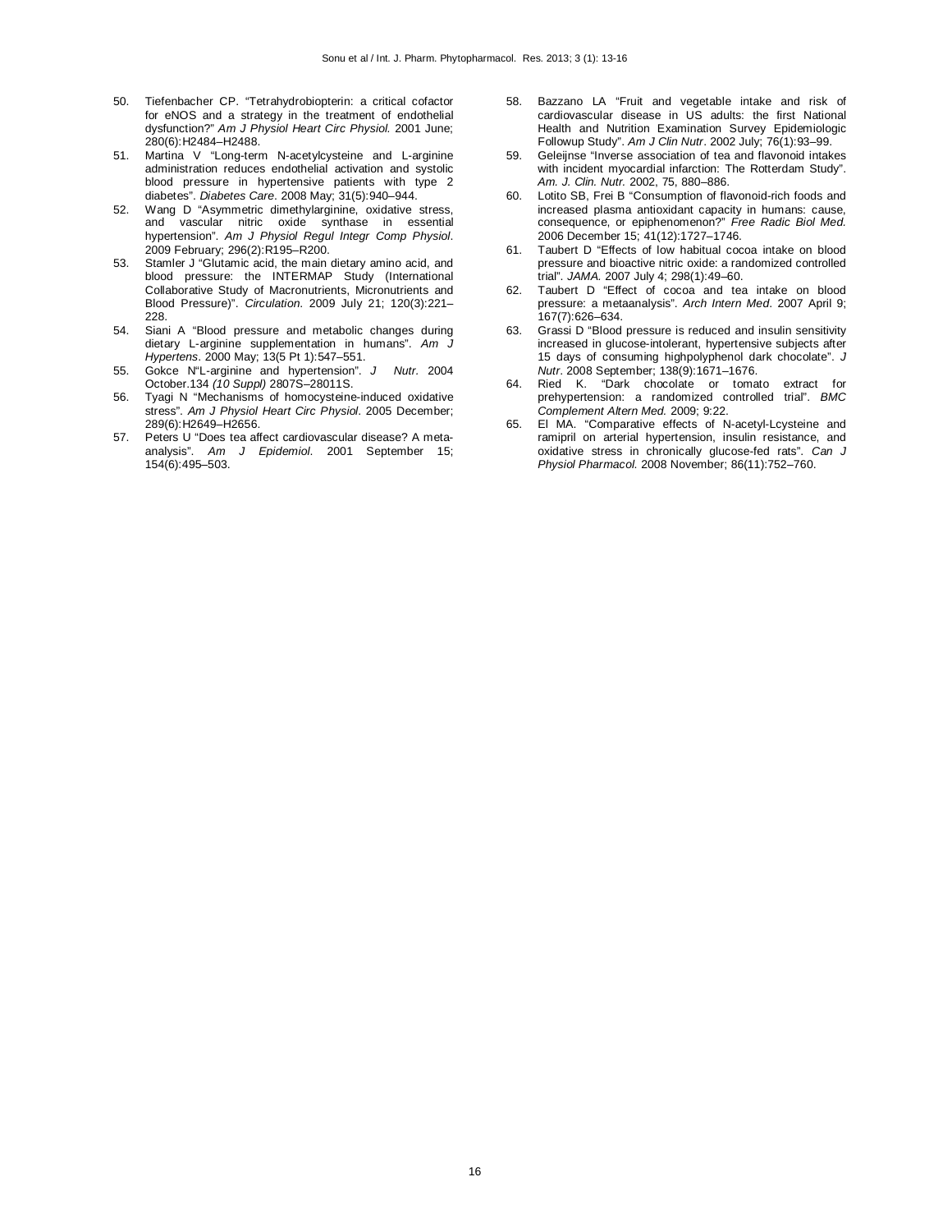50. Tiefenbacher CP. "Tetrahydrobiopterin: a critical cofactor for eNOS and a strategy in the treatment of endothelial dysfunction?" *Am J Physiol Heart Circ Physiol.* 2001 June; 280(6):H2484–H2488.
51. Martina V "Long-term N-acetylcysteine and L-arginine administration reduces endothelial activation and systolic blood pressure in hypertensive patients with type 2 diabetes". *Diabetes Care*. 2008 May; 31(5):940–944.
52. Wang D "Asymmetric dimethylarginine, oxidative stress, and vascular nitric oxide synthase in essential hypertension". *Am J Physiol Regul Integr Comp Physiol*. 2009 February; 296(2):R195–R200.
53. Stamler J "Glutamic acid, the main dietary amino acid, and blood pressure: the INTERMAP Study (International Collaborative Study of Macronutrients, Micronutrients and Blood Pressure)". *Circulation*. 2009 July 21; 120(3):221–228.
54. Siani A "Blood pressure and metabolic changes during dietary L-arginine supplementation in humans". *Am J Hypertens*. 2000 May; 13(5 Pt 1):547–551.
55. Gokce N"L-arginine and hypertension". *J Nutr.* 2004 October.134 *(10 Suppl)* 2807S–28011S.
56. Tyagi N "Mechanisms of homocysteine-induced oxidative stress". *Am J Physiol Heart Circ Physiol*. 2005 December; 289(6):H2649–H2656.
57. Peters U "Does tea affect cardiovascular disease? A meta-analysis". *Am J Epidemiol*. 2001 September 15; 154(6):495–503.
58. Bazzano LA "Fruit and vegetable intake and risk of cardiovascular disease in US adults: the first National Health and Nutrition Examination Survey Epidemiologic Followup Study". *Am J Clin Nutr*. 2002 July; 76(1):93–99.
59. Geleijnse "Inverse association of tea and flavonoid intakes with incident myocardial infarction: The Rotterdam Study". *Am. J. Clin. Nutr.* 2002, 75, 880–886.
60. Lotito SB, Frei B "Consumption of flavonoid-rich foods and increased plasma antioxidant capacity in humans: cause, consequence, or epiphenomenon?" *Free Radic Biol Med.* 2006 December 15; 41(12):1727–1746.
61. Taubert D "Effects of low habitual cocoa intake on blood pressure and bioactive nitric oxide: a randomized controlled trial". *JAMA.* 2007 July 4; 298(1):49–60.
62. Taubert D "Effect of cocoa and tea intake on blood pressure: a metaanalysis". *Arch Intern Med*. 2007 April 9; 167(7):626–634.
63. Grassi D "Blood pressure is reduced and insulin sensitivity increased in glucose-intolerant, hypertensive subjects after 15 days of consuming highpolyphenol dark chocolate". *J Nutr*. 2008 September; 138(9):1671–1676.
64. Ried K. "Dark chocolate or tomato extract for prehypertension: a randomized controlled trial". *BMC Complement Altern Med.* 2009; 9:22.
65. El MA. "Comparative effects of N-acetyl-Lcysteine and ramipril on arterial hypertension, insulin resistance, and oxidative stress in chronically glucose-fed rats". *Can J Physiol Pharmacol.* 2008 November; 86(11):752–760.